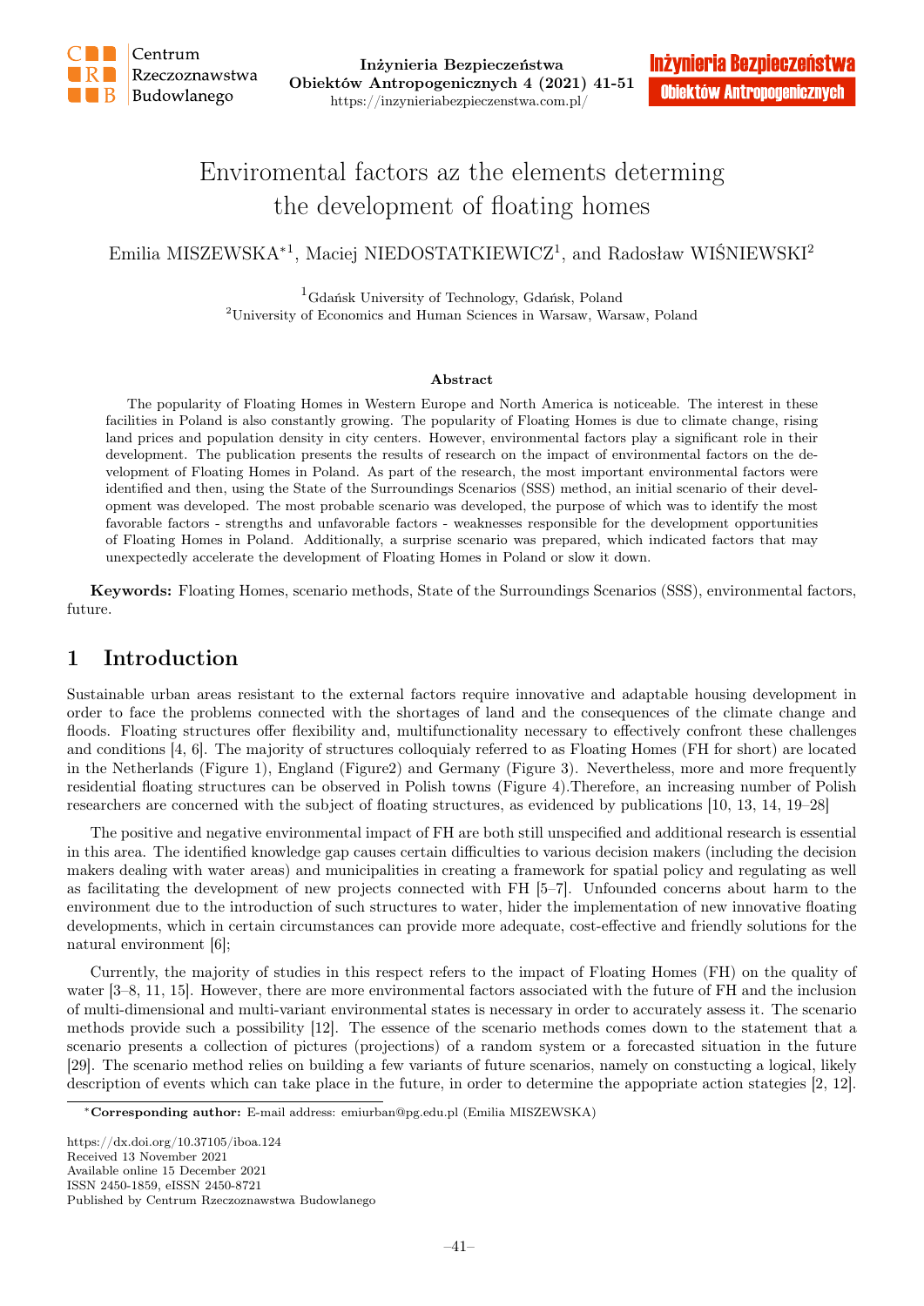# Enviromental factors az the elements determing the development of floating homes

Emilia MISZEWSKA*[1], Maciej NIEDOSTATKIEWICZ[1], and Radosław WIŚNIEWSKI[2]

[1]Gdańsk University of Technology, Gdańsk, Poland
[2]University of Economics and Human Sciences in Warsaw, Warsaw, Poland

## Abstract

The popularity of Floating Homes in Western Europe and North America is noticeable. The interest in these facilities in Poland is also constantly growing. The popularity of Floating Homes is due to climate change, rising land prices and population density in city centers. However, environmental factors play a significant role in their development. The publication presents the results of research on the impact of environmental factors on the development of Floating Homes in Poland. As part of the research, the most important environmental factors were identified and then, using the State of the Surroundings Scenarios (SSS) method, an initial scenario of their development was developed. The most probable scenario was developed, the purpose of which was to identify the most favorable factors - strengths and unfavorable factors - weaknesses responsible for the development opportunities of Floating Homes in Poland. Additionally, a surprise scenario was prepared, which indicated factors that may unexpectedly accelerate the development of Floating Homes in Poland or slow it down.

**Keywords:** Floating Homes, scenario methods, State of the Surroundings Scenarios (SSS), environmental factors, future.

## 1 Introduction

Sustainable urban areas resistant to the external factors require innovative and adaptable housing development in order to face the problems connected with the shortages of land and the consequences of the climate change and floods. Floating structures offer flexibility and, multifunctionality necessary to effectively confront these challenges and conditions [4, 6]. The majority of structures colloquialy referred to as Floating Homes (FH for short) are located in the Netherlands (Figure 1), England (Figure2) and Germany (Figure 3). Nevertheless, more and more frequently residential floating structures can be observed in Polish towns (Figure 4).Therefore, an increasing number of Polish researchers are concerned with the subject of floating structures, as evidenced by publications [10, 13, 14, 19–28]

The positive and negative environmental impact of FH are both still unspecified and additional research is essential in this area. The identified knowledge gap causes certain difficulties to various decision makers (including the decision makers dealing with water areas) and municipalities in creating a framework for spatial policy and regulating as well as facilitating the development of new projects connected with FH [5–7]. Unfounded concerns about harm to the environment due to the introduction of such structures to water, hider the implementation of new innovative floating developments, which in certain circumstances can provide more adequate, cost-effective and friendly solutions for the natural environment [6];

Currently, the majority of studies in this respect refers to the impact of Floating Homes (FH) on the quality of water [3–8, 11, 15]. However, there are more environmental factors associated with the future of FH and the inclusion of multi-dimensional and multi-variant environmental states is necessary in order to accurately assess it. The scenario methods provide such a possibility [12]. The essence of the scenario methods comes down to the statement that a scenario presents a collection of pictures (projections) of a random system or a forecasted situation in the future [29]. The scenario method relies on building a few variants of future scenarios, namely on constucting a logical, likely description of events which can take place in the future, in order to determine the appopriate action stategies [2, 12].

*Corresponding author: E-mail address: emiurban@pg.edu.pl (Emilia MISZEWSKA)

https://dx.doi.org/10.37105/iboa.124
Received 13 November 2021
Available online 15 December 2021
ISSN 2450-1859, eISSN 2450-8721
Published by Centrum Rzeczoznawstwa Budowlanego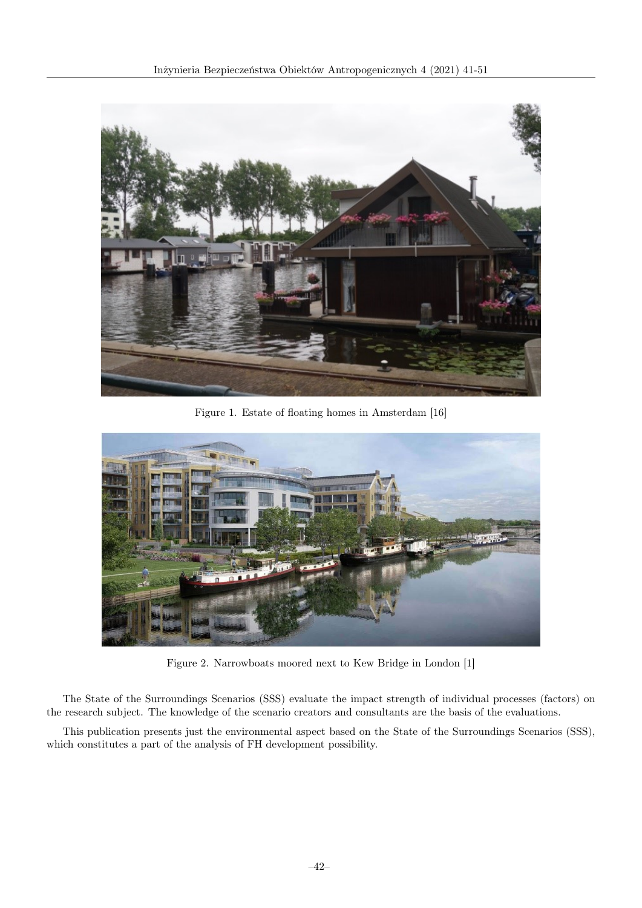Figure 1. Estate of floating homes in Amsterdam [16]

Figure 2. Narrowboats moored next to Kew Bridge in London [1]

The State of the Surroundings Scenarios (SSS) evaluate the impact strength of individual processes (factors) on the research subject. The knowledge of the scenario creators and consultants are the basis of the evaluations.

This publication presents just the environmental aspect based on the State of the Surroundings Scenarios (SSS), which constitutes a part of the analysis of FH development possibility.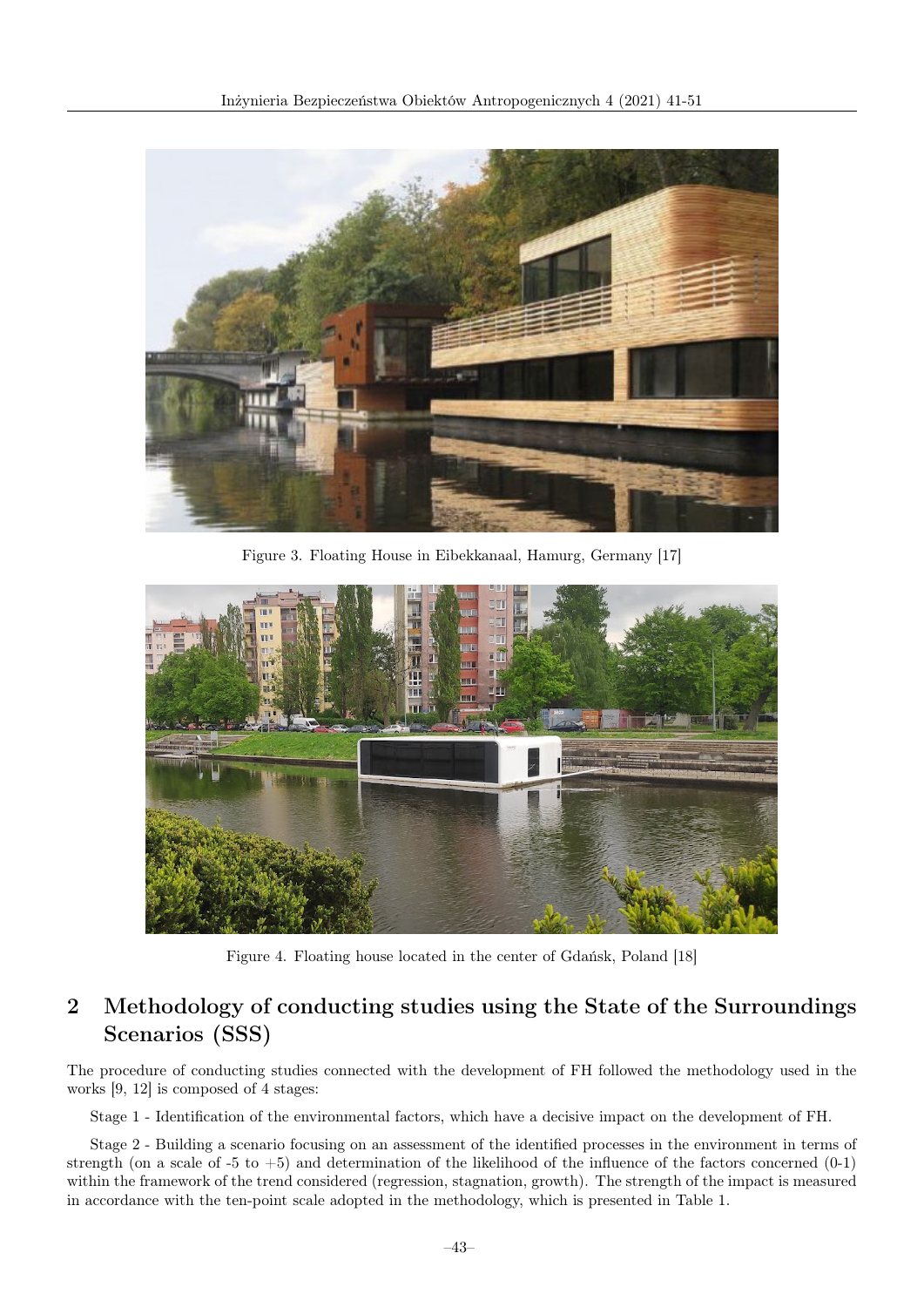Figure 3. Floating House in Eibekkanaal, Hamurg, Germany [17]

Figure 4. Floating house located in the center of Gdańsk, Poland [18]

## 2 Methodology of conducting studies using the State of the Surroundings Scenarios (SSS)

The procedure of conducting studies connected with the development of FH followed the methodology used in the works [9, 12] is composed of 4 stages:

Stage 1 - Identification of the environmental factors, which have a decisive impact on the development of FH.

Stage 2 - Building a scenario focusing on an assessment of the identified processes in the environment in terms of strength (on a scale of -5 to +5) and determination of the likelihood of the influence of the factors concerned (0-1) within the framework of the trend considered (regression, stagnation, growth). The strength of the impact is measured in accordance with the ten-point scale adopted in the methodology, which is presented in Table 1.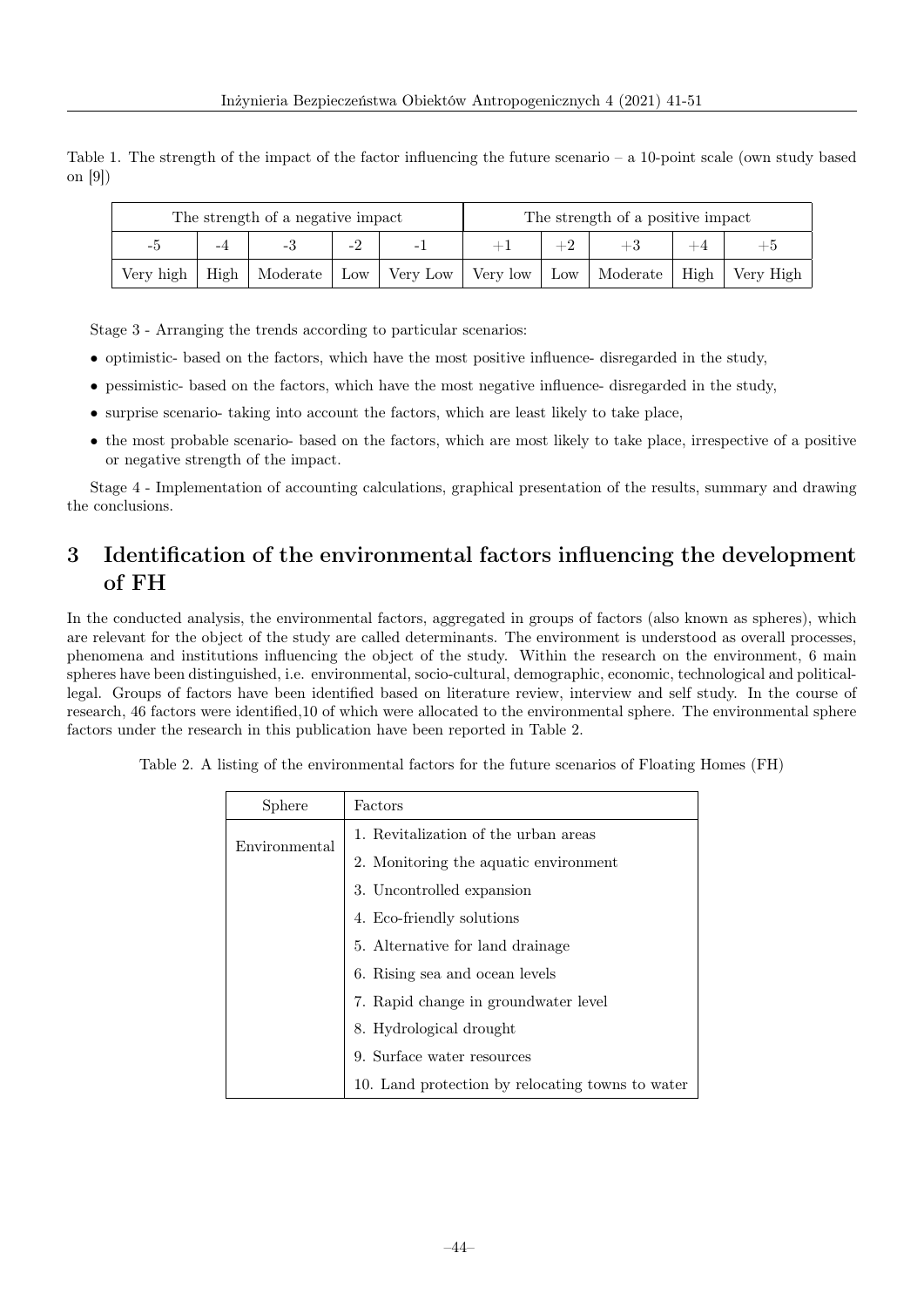Table 1. The strength of the impact of the factor influencing the future scenario – a 10-point scale (own study based on [9])

| The strength of a negative impact | | | | | The strength of a positive impact | | | | |
|---|---|---|---|---|---|---|---|---|---|
| -5 | -4 | -3 | -2 | -1 | +1 | +2 | +3 | +4 | +5 |
| Very high | High | Moderate | Low | Very Low | Very low | Low | Moderate | High | Very High |

Stage 3 - Arranging the trends according to particular scenarios:

- optimistic- based on the factors, which have the most positive influence- disregarded in the study,
- pessimistic- based on the factors, which have the most negative influence- disregarded in the study,
- surprise scenario- taking into account the factors, which are least likely to take place,
- the most probable scenario- based on the factors, which are most likely to take place, irrespective of a positive or negative strength of the impact.

Stage 4 - Implementation of accounting calculations, graphical presentation of the results, summary and drawing the conclusions.

# 3 Identification of the environmental factors influencing the development of FH

In the conducted analysis, the environmental factors, aggregated in groups of factors (also known as spheres), which are relevant for the object of the study are called determinants. The environment is understood as overall processes, phenomena and institutions influencing the object of the study. Within the research on the environment, 6 main spheres have been distinguished, i.e. environmental, socio-cultural, demographic, economic, technological and political-legal. Groups of factors have been identified based on literature review, interview and self study. In the course of research, 46 factors were identified,10 of which were allocated to the environmental sphere. The environmental sphere factors under the research in this publication have been reported in Table 2.

Table 2. A listing of the environmental factors for the future scenarios of Floating Homes (FH)

| Sphere | Factors |
|---|---|
| Environmental | 1. Revitalization of the urban areas |
| | 2. Monitoring the aquatic environment |
| | 3. Uncontrolled expansion |
| | 4. Eco-friendly solutions |
| | 5. Alternative for land drainage |
| | 6. Rising sea and ocean levels |
| | 7. Rapid change in groundwater level |
| | 8. Hydrological drought |
| | 9. Surface water resources |
| | 10. Land protection by relocating towns to water |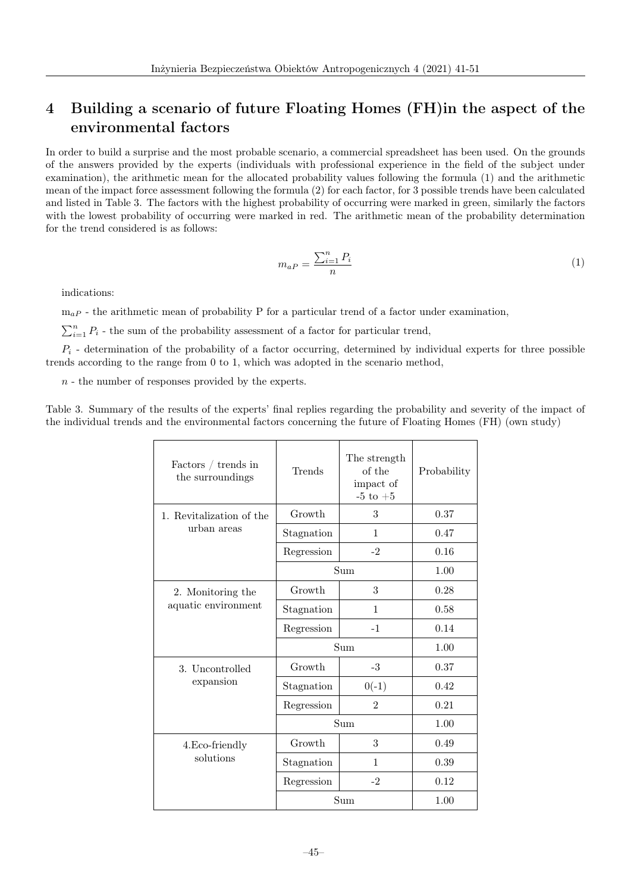## 4 Building a scenario of future Floating Homes (FH)in the aspect of the environmental factors

In order to build a surprise and the most probable scenario, a commercial spreadsheet has been used. On the grounds of the answers provided by the experts (individuals with professional experience in the field of the subject under examination), the arithmetic mean for the allocated probability values following the formula (1) and the arithmetic mean of the impact force assessment following the formula (2) for each factor, for 3 possible trends have been calculated and listed in Table 3. The factors with the highest probability of occurring were marked in green, similarly the factors with the lowest probability of occurring were marked in red. The arithmetic mean of the probability determination for the trend considered is as follows:

$$m_{aP} = \frac{\sum_{i=1}^{n} P_i}{n} \tag{1}$$

indications:

$m_{aP}$ - the arithmetic mean of probability P for a particular trend of a factor under examination,

$\sum_{i=1}^{n} P_i$ - the sum of the probability assessment of a factor for particular trend,

$P_i$ - determination of the probability of a factor occurring, determined by individual experts for three possible trends according to the range from 0 to 1, which was adopted in the scenario method,

$n$ - the number of responses provided by the experts.

Table 3. Summary of the results of the experts' final replies regarding the probability and severity of the impact of the individual trends and the environmental factors concerning the future of Floating Homes (FH) (own study)

| Factors / trends in the surroundings | Trends | The strength of the impact of -5 to +5 | Probability |
|---|---|---|---|
| 1. Revitalization of the urban areas | Growth | 3 | 0.37 |
| | Stagnation | 1 | 0.47 |
| | Regression | -2 | 0.16 |
| | Sum | | 1.00 |
| 2. Monitoring the aquatic environment | Growth | 3 | 0.28 |
| | Stagnation | 1 | 0.58 |
| | Regression | -1 | 0.14 |
| | Sum | | 1.00 |
| 3. Uncontrolled expansion | Growth | -3 | 0.37 |
| | Stagnation | 0(-1) | 0.42 |
| | Regression | 2 | 0.21 |
| | Sum | | 1.00 |
| 4.Eco-friendly solutions | Growth | 3 | 0.49 |
| | Stagnation | 1 | 0.39 |
| | Regression | -2 | 0.12 |
| | Sum | | 1.00 |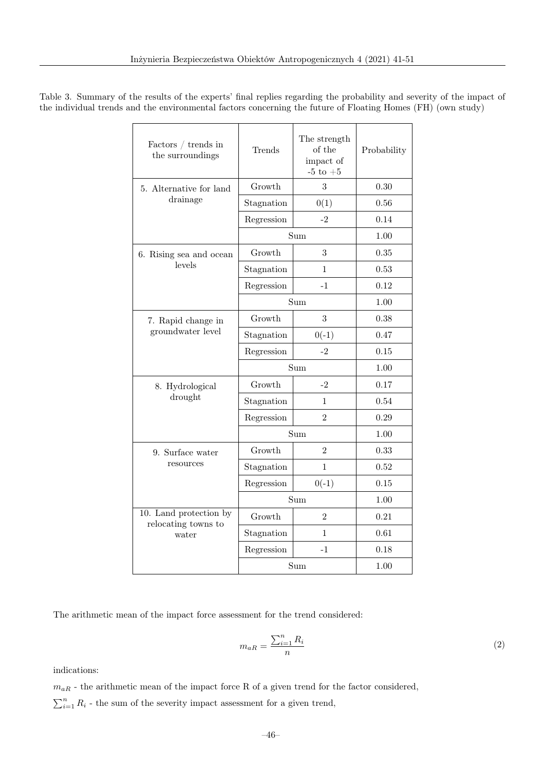Table 3. Summary of the results of the experts' final replies regarding the probability and severity of the impact of the individual trends and the environmental factors concerning the future of Floating Homes (FH) (own study)

| Factors / trends in the surroundings | Trends | The strength of the impact of -5 to +5 | Probability |
|---|---|---|---|
| 5. Alternative for land drainage | Growth | 3 | 0.30 |
| | Stagnation | 0(1) | 0.56 |
| | Regression | -2 | 0.14 |
| | Sum | | 1.00 |
| 6. Rising sea and ocean levels | Growth | 3 | 0.35 |
| | Stagnation | 1 | 0.53 |
| | Regression | -1 | 0.12 |
| | Sum | | 1.00 |
| 7. Rapid change in groundwater level | Growth | 3 | 0.38 |
| | Stagnation | 0(-1) | 0.47 |
| | Regression | -2 | 0.15 |
| | Sum | | 1.00 |
| 8. Hydrological drought | Growth | -2 | 0.17 |
| | Stagnation | 1 | 0.54 |
| | Regression | 2 | 0.29 |
| | Sum | | 1.00 |
| 9. Surface water resources | Growth | 2 | 0.33 |
| | Stagnation | 1 | 0.52 |
| | Regression | 0(-1) | 0.15 |
| | Sum | | 1.00 |
| 10. Land protection by relocating towns to water | Growth | 2 | 0.21 |
| | Stagnation | 1 | 0.61 |
| | Regression | -1 | 0.18 |
| | Sum | | 1.00 |

The arithmetic mean of the impact force assessment for the trend considered:

$$m_{aR} = \frac{\sum_{i=1}^{n} R_i}{n} \tag{2}$$

indications:

$m_{aR}$ - the arithmetic mean of the impact force R of a given trend for the factor considered,

$\sum_{i=1}^{n} R_i$ - the sum of the severity impact assessment for a given trend,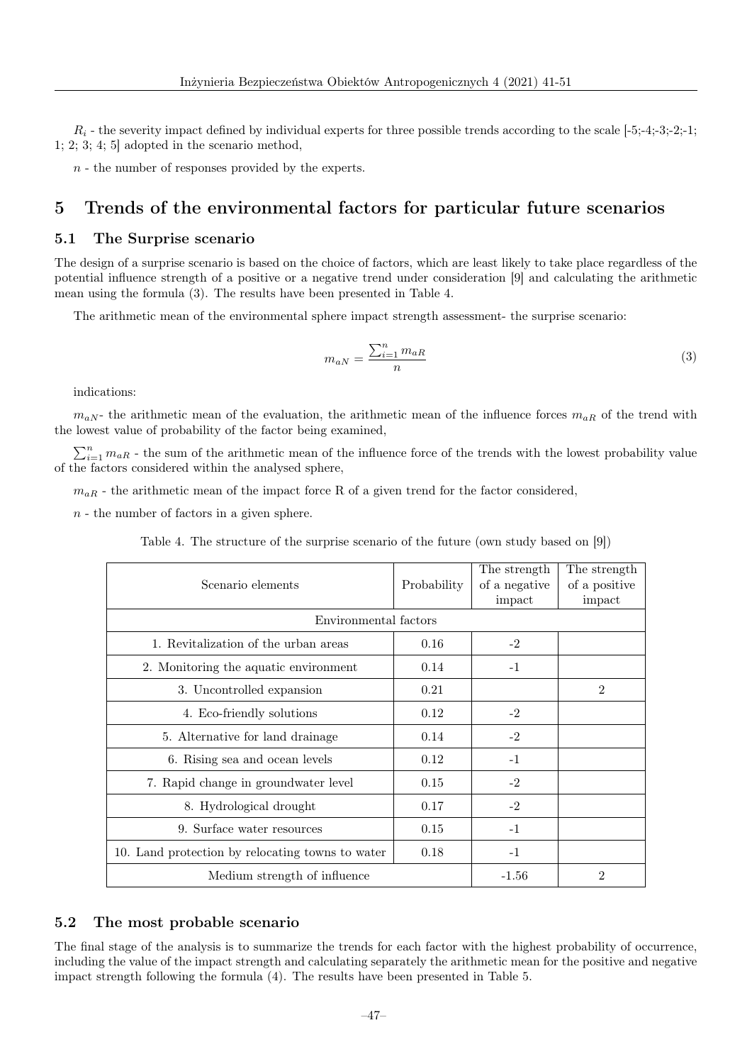$R_i$ - the severity impact defined by individual experts for three possible trends according to the scale [-5;-4;-3;-2;-1; 1; 2; 3; 4; 5] adopted in the scenario method,

$n$ - the number of responses provided by the experts.

## 5 Trends of the environmental factors for particular future scenarios

### 5.1 The Surprise scenario

The design of a surprise scenario is based on the choice of factors, which are least likely to take place regardless of the potential influence strength of a positive or a negative trend under consideration [9] and calculating the arithmetic mean using the formula (3). The results have been presented in Table 4.

The arithmetic mean of the environmental sphere impact strength assessment- the surprise scenario:

$$m_{aN} = \frac{\sum_{i=1}^{n} m_{aR}}{n} \tag{3}$$

indications:

$m_{aN}$- the arithmetic mean of the evaluation, the arithmetic mean of the influence forces $m_{aR}$ of the trend with the lowest value of probability of the factor being examined,

$\sum_{i=1}^{n} m_{aR}$ - the sum of the arithmetic mean of the influence force of the trends with the lowest probability value of the factors considered within the analysed sphere,

$m_{aR}$ - the arithmetic mean of the impact force R of a given trend for the factor considered,

$n$ - the number of factors in a given sphere.

Table 4. The structure of the surprise scenario of the future (own study based on [9])

| Scenario elements | Probability | The strength of a negative impact | The strength of a positive impact |
|---|---|---|---|
| Environmental factors | | | |
| 1. Revitalization of the urban areas | 0.16 | -2 | |
| 2. Monitoring the aquatic environment | 0.14 | -1 | |
| 3. Uncontrolled expansion | 0.21 | | 2 |
| 4. Eco-friendly solutions | 0.12 | -2 | |
| 5. Alternative for land drainage | 0.14 | -2 | |
| 6. Rising sea and ocean levels | 0.12 | -1 | |
| 7. Rapid change in groundwater level | 0.15 | -2 | |
| 8. Hydrological drought | 0.17 | -2 | |
| 9. Surface water resources | 0.15 | -1 | |
| 10. Land protection by relocating towns to water | 0.18 | -1 | |
| Medium strength of influence | | -1.56 | 2 |

### 5.2 The most probable scenario

The final stage of the analysis is to summarize the trends for each factor with the highest probability of occurrence, including the value of the impact strength and calculating separately the arithmetic mean for the positive and negative impact strength following the formula (4). The results have been presented in Table 5.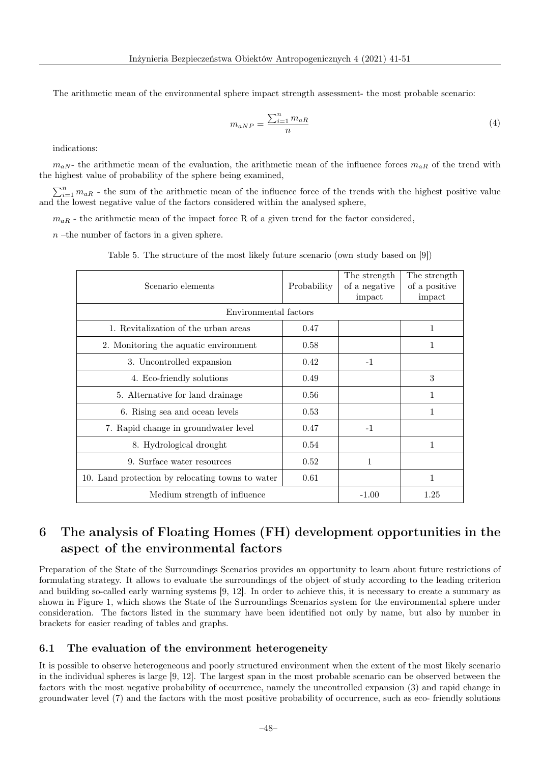The arithmetic mean of the environmental sphere impact strength assessment- the most probable scenario:

$$m_{aNP} = \frac{\sum_{i=1}^{n} m_{aR}}{n} \tag{4}$$

indications:

$m_{aN}$- the arithmetic mean of the evaluation, the arithmetic mean of the influence forces $m_{aR}$ of the trend with the highest value of probability of the sphere being examined,

$\sum_{i=1}^{n} m_{aR}$ - the sum of the arithmetic mean of the influence force of the trends with the highest positive value and the lowest negative value of the factors considered within the analysed sphere,

$m_{aR}$ - the arithmetic mean of the impact force R of a given trend for the factor considered,

$n$ –the number of factors in a given sphere.

Table 5. The structure of the most likely future scenario (own study based on [9])

| Scenario elements | Probability | The strength of a negative impact | The strength of a positive impact |
|---|---|---|---|
| Environmental factors | | | |
| 1. Revitalization of the urban areas | 0.47 | | 1 |
| 2. Monitoring the aquatic environment | 0.58 | | 1 |
| 3. Uncontrolled expansion | 0.42 | -1 | |
| 4. Eco-friendly solutions | 0.49 | | 3 |
| 5. Alternative for land drainage | 0.56 | | 1 |
| 6. Rising sea and ocean levels | 0.53 | | 1 |
| 7. Rapid change in groundwater level | 0.47 | -1 | |
| 8. Hydrological drought | 0.54 | | 1 |
| 9. Surface water resources | 0.52 | 1 | |
| 10. Land protection by relocating towns to water | 0.61 | | 1 |
| Medium strength of influence | | -1.00 | 1.25 |

## 6 The analysis of Floating Homes (FH) development opportunities in the aspect of the environmental factors

Preparation of the State of the Surroundings Scenarios provides an opportunity to learn about future restrictions of formulating strategy. It allows to evaluate the surroundings of the object of study according to the leading criterion and building so-called early warning systems [9, 12]. In order to achieve this, it is necessary to create a summary as shown in Figure 1, which shows the State of the Surroundings Scenarios system for the environmental sphere under consideration. The factors listed in the summary have been identified not only by name, but also by number in brackets for easier reading of tables and graphs.

### 6.1 The evaluation of the environment heterogeneity

It is possible to observe heterogeneous and poorly structured environment when the extent of the most likely scenario in the individual spheres is large [9, 12]. The largest span in the most probable scenario can be observed between the factors with the most negative probability of occurrence, namely the uncontrolled expansion (3) and rapid change in groundwater level (7) and the factors with the most positive probability of occurrence, such as eco- friendly solutions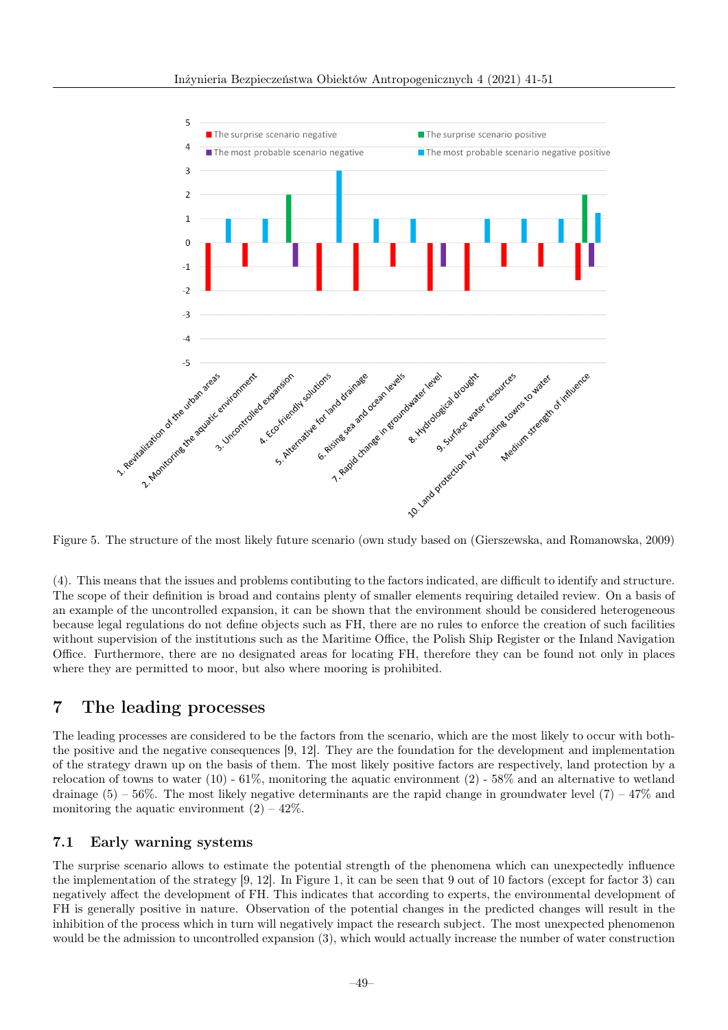Figure 5. The structure of the most likely future scenario (own study based on (Gierszewska, and Romanowska, 2009)

(4). This means that the issues and problems contibuting to the factors indicated, are difficult to identify and structure. The scope of their definition is broad and contains plenty of smaller elements requiring detailed review. On a basis of an example of the uncontrolled expansion, it can be shown that the environment should be considered heterogeneous because legal regulations do not define objects such as FH, there are no rules to enforce the creation of such facilities without supervision of the institutions such as the Maritime Office, the Polish Ship Register or the Inland Navigation Office. Furthermore, there are no designated areas for locating FH, therefore they can be found not only in places where they are permitted to moor, but also where mooring is prohibited.

## 7 The leading processes

The leading processes are considered to be the factors from the scenario, which are the most likely to occur with both-the positive and the negative consequences [9, 12]. They are the foundation for the development and implementation of the strategy drawn up on the basis of them. The most likely positive factors are respectively, land protection by a relocation of towns to water (10) - 61%, monitoring the aquatic environment (2) - 58% and an alternative to wetland drainage (5) – 56%. The most likely negative determinants are the rapid change in groundwater level (7) – 47% and monitoring the aquatic environment (2) – 42%.

### 7.1 Early warning systems

The surprise scenario allows to estimate the potential strength of the phenomena which can unexpectedly influence the implementation of the strategy [9, 12]. In Figure 1, it can be seen that 9 out of 10 factors (except for factor 3) can negatively affect the development of FH. This indicates that according to experts, the environmental development of FH is generally positive in nature. Observation of the potential changes in the predicted changes will result in the inhibition of the process which in turn will negatively impact the research subject. The most unexpected phenomenon would be the admission to uncontrolled expansion (3), which would actually increase the number of water construction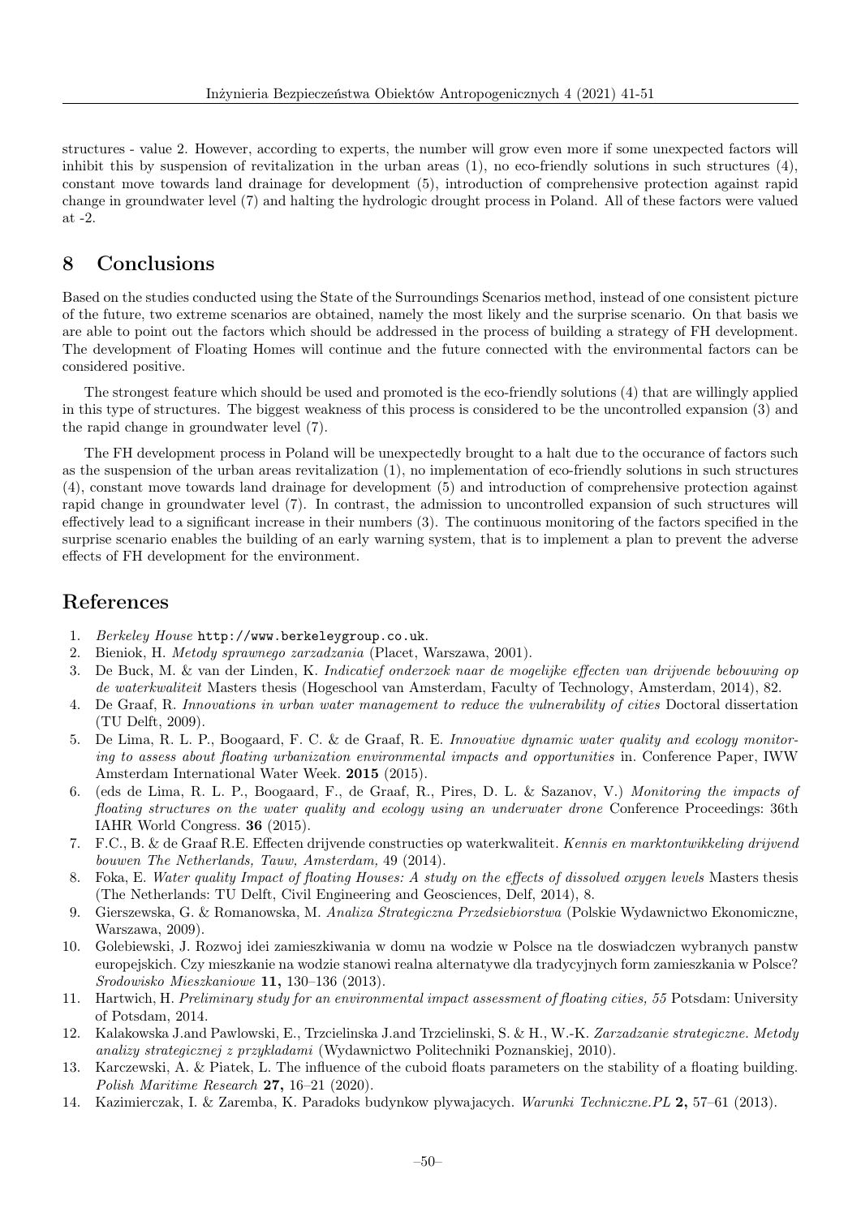structures - value 2. However, according to experts, the number will grow even more if some unexpected factors will inhibit this by suspension of revitalization in the urban areas (1), no eco-friendly solutions in such structures (4), constant move towards land drainage for development (5), introduction of comprehensive protection against rapid change in groundwater level (7) and halting the hydrologic drought process in Poland. All of these factors were valued at -2.

## 8 Conclusions

Based on the studies conducted using the State of the Surroundings Scenarios method, instead of one consistent picture of the future, two extreme scenarios are obtained, namely the most likely and the surprise scenario. On that basis we are able to point out the factors which should be addressed in the process of building a strategy of FH development. The development of Floating Homes will continue and the future connected with the environmental factors can be considered positive.

The strongest feature which should be used and promoted is the eco-friendly solutions (4) that are willingly applied in this type of structures. The biggest weakness of this process is considered to be the uncontrolled expansion (3) and the rapid change in groundwater level (7).

The FH development process in Poland will be unexpectedly brought to a halt due to the occurance of factors such as the suspension of the urban areas revitalization (1), no implementation of eco-friendly solutions in such structures (4), constant move towards land drainage for development (5) and introduction of comprehensive protection against rapid change in groundwater level (7). In contrast, the admission to uncontrolled expansion of such structures will effectively lead to a significant increase in their numbers (3). The continuous monitoring of the factors specified in the surprise scenario enables the building of an early warning system, that is to implement a plan to prevent the adverse effects of FH development for the environment.

## References

1. *Berkeley House* http://www.berkeleygroup.co.uk.
2. Bieniok, H. *Metody sprawnego zarzadzania* (Placet, Warszawa, 2001).
3. De Buck, M. & van der Linden, K. *Indicatief onderzoek naar de mogelijke effecten van drijvende bebouwing op de waterkwaliteit* Masters thesis (Hogeschool van Amsterdam, Faculty of Technology, Amsterdam, 2014), 82.
4. De Graaf, R. *Innovations in urban water management to reduce the vulnerability of cities* Doctoral dissertation (TU Delft, 2009).
5. De Lima, R. L. P., Boogaard, F. C. & de Graaf, R. E. *Innovative dynamic water quality and ecology monitoring to assess about floating urbanization environmental impacts and opportunities* in. Conference Paper, IWW Amsterdam International Water Week. **2015** (2015).
6. (eds de Lima, R. L. P., Boogaard, F., de Graaf, R., Pires, D. L. & Sazanov, V.) *Monitoring the impacts of floating structures on the water quality and ecology using an underwater drone* Conference Proceedings: 36th IAHR World Congress. **36** (2015).
7. F.C., B. & de Graaf R.E. Effecten drijvende constructies op waterkwaliteit. *Kennis en marktontwikkeling drijvend bouwen The Netherlands, Tauw, Amsterdam,* 49 (2014).
8. Foka, E. *Water quality Impact of floating Houses: A study on the effects of dissolved oxygen levels* Masters thesis (The Netherlands: TU Delft, Civil Engineering and Geosciences, Delf, 2014), 8.
9. Gierszewska, G. & Romanowska, M. *Analiza Strategiczna Przedsiebiorstwa* (Polskie Wydawnictwo Ekonomiczne, Warszawa, 2009).
10. Golebiewski, J. Rozwoj idei zamieszkiwania w domu na wodzie w Polsce na tle doswiadczen wybranych panstw europejskich. Czy mieszkanie na wodzie stanowi realna alternatywe dla tradycyjnych form zamieszkania w Polsce? *Srodowisko Mieszkaniowe* **11,** 130–136 (2013).
11. Hartwich, H. *Preliminary study for an environmental impact assessment of floating cities, 55* Potsdam: University of Potsdam, 2014.
12. Kalakowska J.and Pawlowski, E., Trzcielinska J.and Trzcielinski, S. & H., W.-K. *Zarzadzanie strategiczne. Metody analizy strategicznej z przykladami* (Wydawnictwo Politechniki Poznanskiej, 2010).
13. Karczewski, A. & Piatek, L. The influence of the cuboid floats parameters on the stability of a floating building. *Polish Maritime Research* **27,** 16–21 (2020).
14. Kazimierczak, I. & Zaremba, K. Paradoks budynkow plywajacych. *Warunki Techniczne.PL* **2,** 57–61 (2013).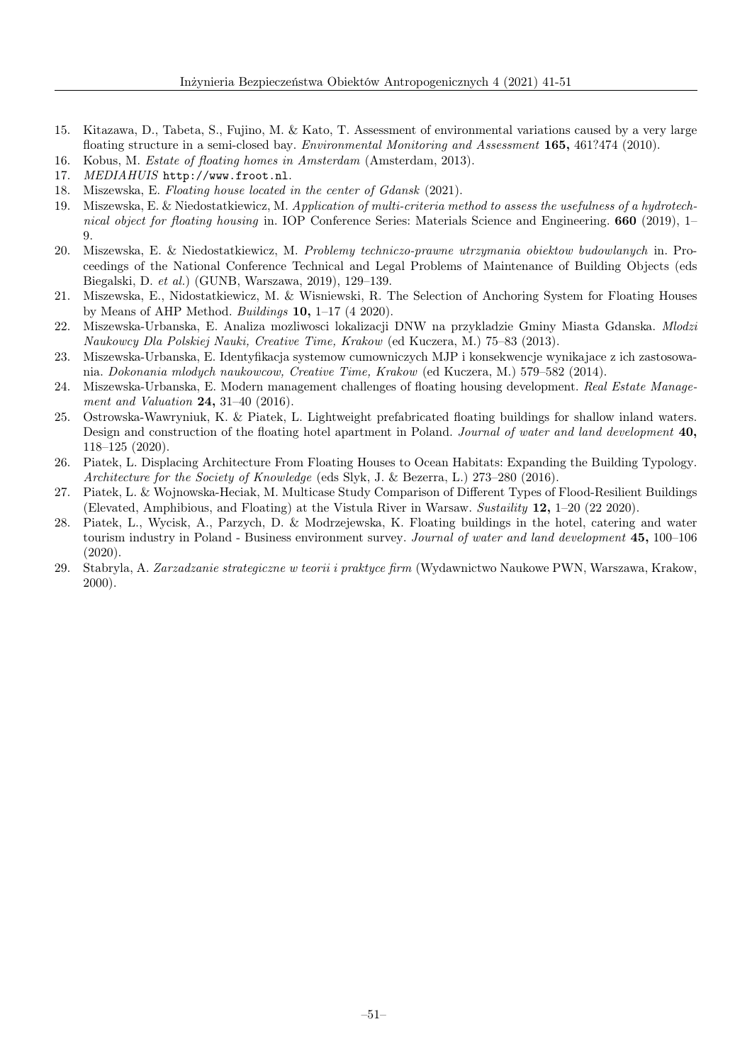15. Kitazawa, D., Tabeta, S., Fujino, M. & Kato, T. Assessment of environmental variations caused by a very large floating structure in a semi-closed bay. *Environmental Monitoring and Assessment* **165,** 461?474 (2010).
16. Kobus, M. *Estate of floating homes in Amsterdam* (Amsterdam, 2013).
17. *MEDIAHUIS* `http://www.froot.nl`.
18. Miszewska, E. *Floating house located in the center of Gdansk* (2021).
19. Miszewska, E. & Niedostatkiewicz, M. *Application of multi-criteria method to assess the usefulness of a hydrotechnical object for floating housing* in. IOP Conference Series: Materials Science and Engineering. **660** (2019), 1–9.
20. Miszewska, E. & Niedostatkiewicz, M. *Problemy techniczo-prawne utrzymania obiektow budowlanych* in. Proceedings of the National Conference Technical and Legal Problems of Maintenance of Building Objects (eds Biegalski, D. *et al.*) (GUNB, Warszawa, 2019), 129–139.
21. Miszewska, E., Nidostatkiewicz, M. & Wisniewski, R. The Selection of Anchoring System for Floating Houses by Means of AHP Method. *Buildings* **10,** 1–17 (4 2020).
22. Miszewska-Urbanska, E. Analiza mozliwosci lokalizacji DNW na przykladzie Gminy Miasta Gdanska. *Mlodzi Naukowcy Dla Polskiej Nauki, Creative Time, Krakow* (ed Kuczera, M.) 75–83 (2013).
23. Miszewska-Urbanska, E. Identyfikacja systemow cumowniczych MJP i konsekwencje wynikajace z ich zastosowania. *Dokonania mlodych naukowcow, Creative Time, Krakow* (ed Kuczera, M.) 579–582 (2014).
24. Miszewska-Urbanska, E. Modern management challenges of floating housing development. *Real Estate Management and Valuation* **24,** 31–40 (2016).
25. Ostrowska-Wawryniuk, K. & Piatek, L. Lightweight prefabricated floating buildings for shallow inland waters. Design and construction of the floating hotel apartment in Poland. *Journal of water and land development* **40,** 118–125 (2020).
26. Piatek, L. Displacing Architecture From Floating Houses to Ocean Habitats: Expanding the Building Typology. *Architecture for the Society of Knowledge* (eds Slyk, J. & Bezerra, L.) 273–280 (2016).
27. Piatek, L. & Wojnowska-Heciak, M. Multicase Study Comparison of Different Types of Flood-Resilient Buildings (Elevated, Amphibious, and Floating) at the Vistula River in Warsaw. *Sustaility* **12,** 1–20 (22 2020).
28. Piatek, L., Wycisk, A., Parzych, D. & Modrzejewska, K. Floating buildings in the hotel, catering and water tourism industry in Poland - Business environment survey. *Journal of water and land development* **45,** 100–106 (2020).
29. Stabryla, A. *Zarzadzanie strategiczne w teorii i praktyce firm* (Wydawnictwo Naukowe PWN, Warszawa, Krakow, 2000).